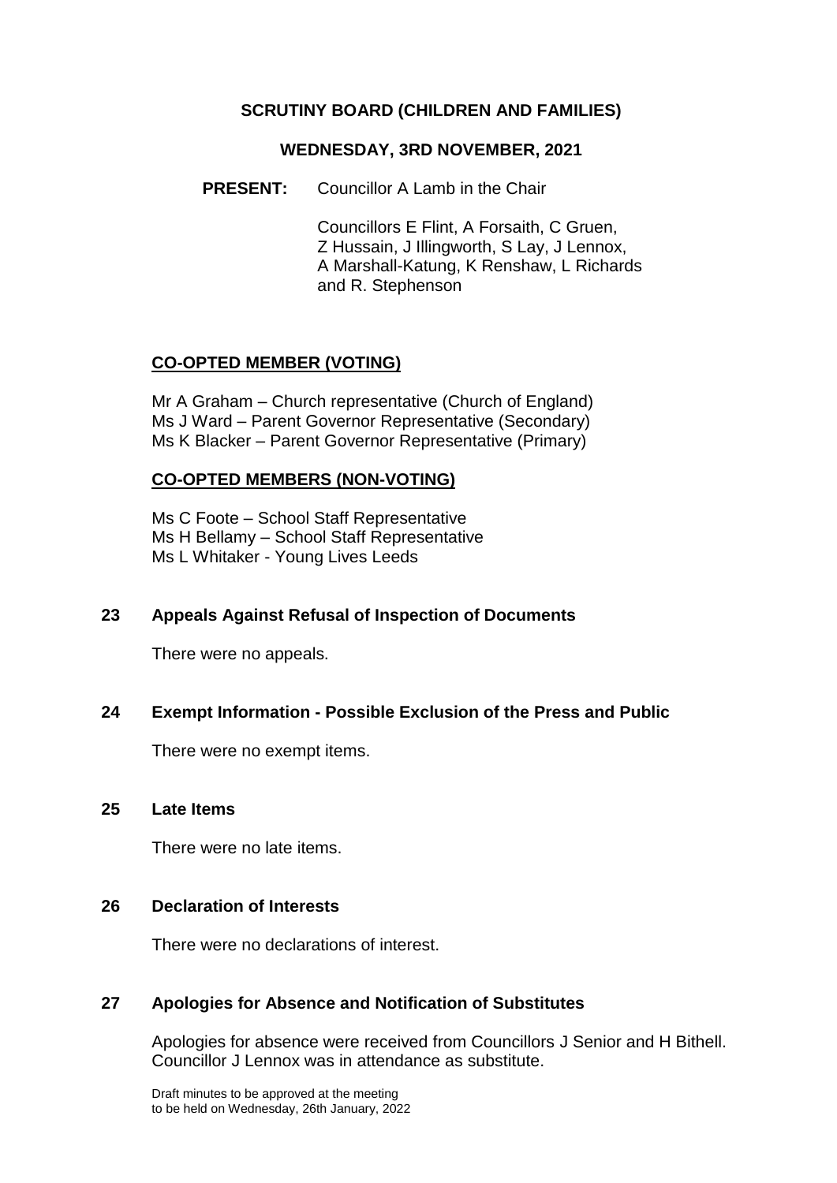# SCRUTINY BOARD (CHILDREN AND FAMILIES)

## WEDNESDAY, 3RD NOVEMBER, 2021

**PRESENT:** Councillor A Lamb in the Chair

Councillors E Flint, A Forsaith, C Gruen, Z Hussain, J Illingworth, S Lay, J Lennox, A Marshall-Katung, K Renshaw, L Richards and R. Stephenson

**CO-OPTED MEMBER (VOTING)**

Mr A Graham – Church representative (Church of England)
Ms J Ward – Parent Governor Representative (Secondary)
Ms K Blacker – Parent Governor Representative (Primary)

**CO-OPTED MEMBERS (NON-VOTING)**

Ms C Foote – School Staff Representative
Ms H Bellamy – School Staff Representative
Ms L Whitaker - Young Lives Leeds

### 23 Appeals Against Refusal of Inspection of Documents

There were no appeals.

### 24 Exempt Information - Possible Exclusion of the Press and Public

There were no exempt items.

### 25 Late Items

There were no late items.

### 26 Declaration of Interests

There were no declarations of interest.

### 27 Apologies for Absence and Notification of Substitutes

Apologies for absence were received from Councillors J Senior and H Bithell. Councillor J Lennox was in attendance as substitute.

Draft minutes to be approved at the meeting to be held on Wednesday, 26th January, 2022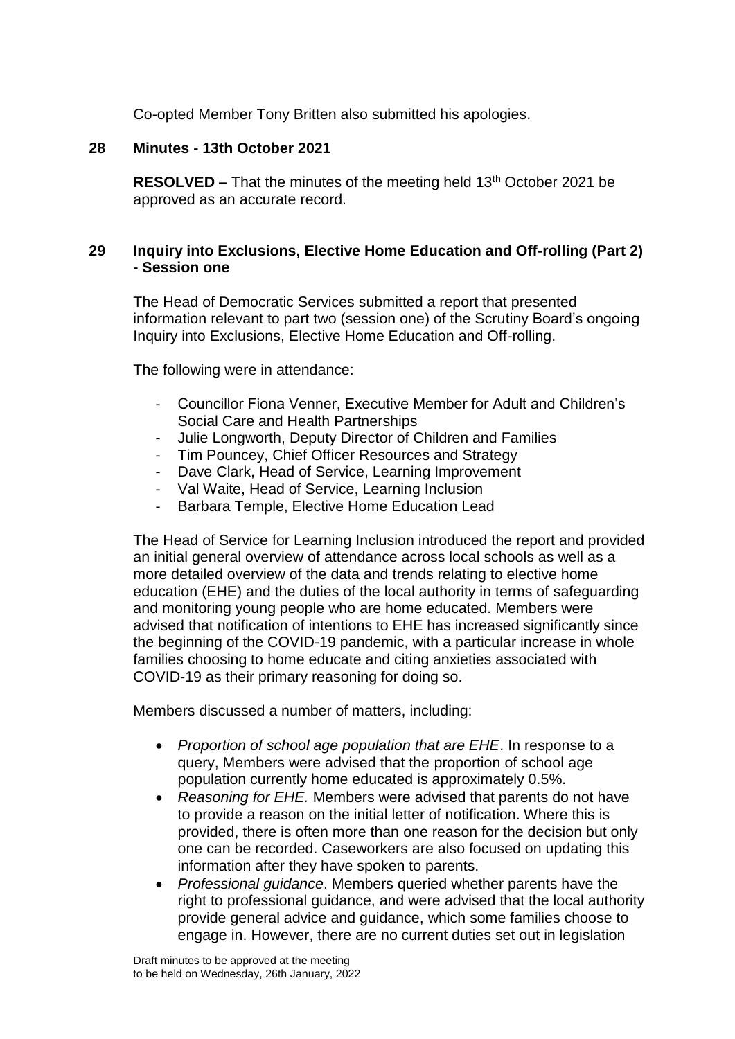Co-opted Member Tony Britten also submitted his apologies.

## 28 Minutes - 13th October 2021

**RESOLVED –** That the minutes of the meeting held 13th October 2021 be approved as an accurate record.

## 29 Inquiry into Exclusions, Elective Home Education and Off-rolling (Part 2) - Session one

The Head of Democratic Services submitted a report that presented information relevant to part two (session one) of the Scrutiny Board's ongoing Inquiry into Exclusions, Elective Home Education and Off-rolling.

The following were in attendance:

- Councillor Fiona Venner, Executive Member for Adult and Children's Social Care and Health Partnerships
- Julie Longworth, Deputy Director of Children and Families
- Tim Pouncey, Chief Officer Resources and Strategy
- Dave Clark, Head of Service, Learning Improvement
- Val Waite, Head of Service, Learning Inclusion
- Barbara Temple, Elective Home Education Lead

The Head of Service for Learning Inclusion introduced the report and provided an initial general overview of attendance across local schools as well as a more detailed overview of the data and trends relating to elective home education (EHE) and the duties of the local authority in terms of safeguarding and monitoring young people who are home educated. Members were advised that notification of intentions to EHE has increased significantly since the beginning of the COVID-19 pandemic, with a particular increase in whole families choosing to home educate and citing anxieties associated with COVID-19 as their primary reasoning for doing so.

Members discussed a number of matters, including:

- *Proportion of school age population that are EHE*. In response to a query, Members were advised that the proportion of school age population currently home educated is approximately 0.5%.
- *Reasoning for EHE.* Members were advised that parents do not have to provide a reason on the initial letter of notification. Where this is provided, there is often more than one reason for the decision but only one can be recorded. Caseworkers are also focused on updating this information after they have spoken to parents.
- *Professional guidance*. Members queried whether parents have the right to professional guidance, and were advised that the local authority provide general advice and guidance, which some families choose to engage in. However, there are no current duties set out in legislation

Draft minutes to be approved at the meeting to be held on Wednesday, 26th January, 2022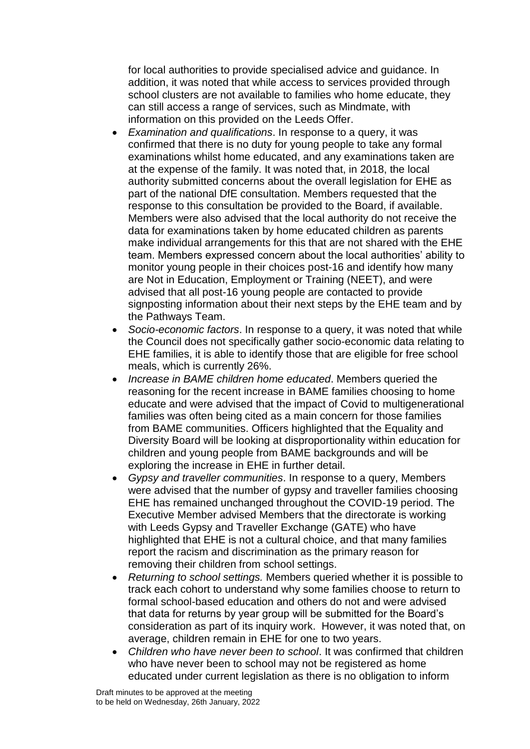for local authorities to provide specialised advice and guidance. In addition, it was noted that while access to services provided through school clusters are not available to families who home educate, they can still access a range of services, such as Mindmate, with information on this provided on the Leeds Offer.

- *Examination and qualifications*. In response to a query, it was confirmed that there is no duty for young people to take any formal examinations whilst home educated, and any examinations taken are at the expense of the family. It was noted that, in 2018, the local authority submitted concerns about the overall legislation for EHE as part of the national DfE consultation. Members requested that the response to this consultation be provided to the Board, if available. Members were also advised that the local authority do not receive the data for examinations taken by home educated children as parents make individual arrangements for this that are not shared with the EHE team. Members expressed concern about the local authorities' ability to monitor young people in their choices post-16 and identify how many are Not in Education, Employment or Training (NEET), and were advised that all post-16 young people are contacted to provide signposting information about their next steps by the EHE team and by the Pathways Team.
- *Socio-economic factors*. In response to a query, it was noted that while the Council does not specifically gather socio-economic data relating to EHE families, it is able to identify those that are eligible for free school meals, which is currently 26%.
- *Increase in BAME children home educated*. Members queried the reasoning for the recent increase in BAME families choosing to home educate and were advised that the impact of Covid to multigenerational families was often being cited as a main concern for those families from BAME communities. Officers highlighted that the Equality and Diversity Board will be looking at disproportionality within education for children and young people from BAME backgrounds and will be exploring the increase in EHE in further detail.
- *Gypsy and traveller communities*. In response to a query, Members were advised that the number of gypsy and traveller families choosing EHE has remained unchanged throughout the COVID-19 period. The Executive Member advised Members that the directorate is working with Leeds Gypsy and Traveller Exchange (GATE) who have highlighted that EHE is not a cultural choice, and that many families report the racism and discrimination as the primary reason for removing their children from school settings.
- *Returning to school settings.* Members queried whether it is possible to track each cohort to understand why some families choose to return to formal school-based education and others do not and were advised that data for returns by year group will be submitted for the Board's consideration as part of its inquiry work. However, it was noted that, on average, children remain in EHE for one to two years.
- *Children who have never been to school*. It was confirmed that children who have never been to school may not be registered as home educated under current legislation as there is no obligation to inform

Draft minutes to be approved at the meeting to be held on Wednesday, 26th January, 2022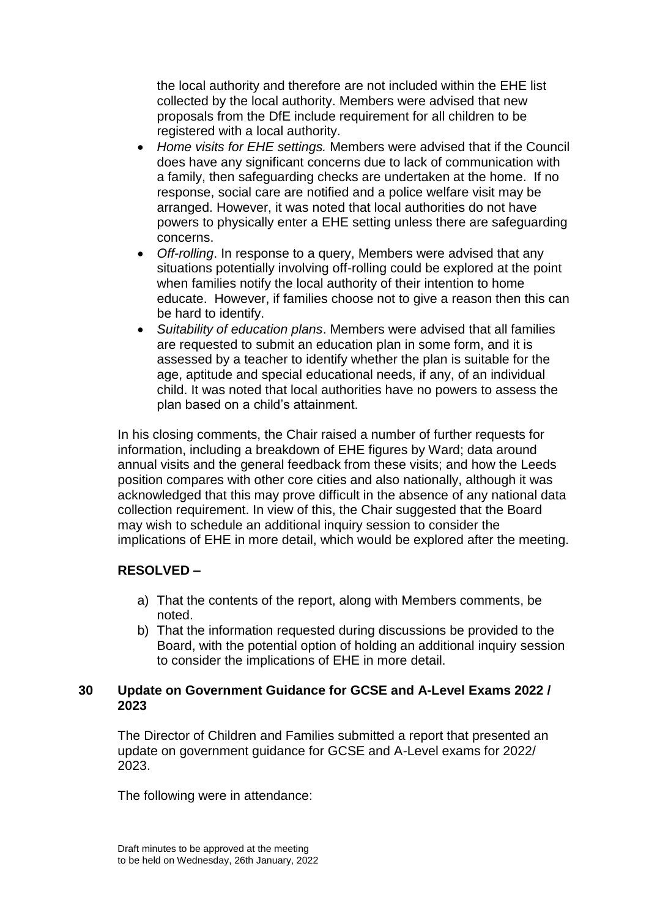the local authority and therefore are not included within the EHE list collected by the local authority. Members were advised that new proposals from the DfE include requirement for all children to be registered with a local authority.

- *Home visits for EHE settings.* Members were advised that if the Council does have any significant concerns due to lack of communication with a family, then safeguarding checks are undertaken at the home. If no response, social care are notified and a police welfare visit may be arranged. However, it was noted that local authorities do not have powers to physically enter a EHE setting unless there are safeguarding concerns.
- *Off-rolling*. In response to a query, Members were advised that any situations potentially involving off-rolling could be explored at the point when families notify the local authority of their intention to home educate. However, if families choose not to give a reason then this can be hard to identify.
- *Suitability of education plans*. Members were advised that all families are requested to submit an education plan in some form, and it is assessed by a teacher to identify whether the plan is suitable for the age, aptitude and special educational needs, if any, of an individual child. It was noted that local authorities have no powers to assess the plan based on a child's attainment.

In his closing comments, the Chair raised a number of further requests for information, including a breakdown of EHE figures by Ward; data around annual visits and the general feedback from these visits; and how the Leeds position compares with other core cities and also nationally, although it was acknowledged that this may prove difficult in the absence of any national data collection requirement. In view of this, the Chair suggested that the Board may wish to schedule an additional inquiry session to consider the implications of EHE in more detail, which would be explored after the meeting.

**RESOLVED –**

a) That the contents of the report, along with Members comments, be noted.
b) That the information requested during discussions be provided to the Board, with the potential option of holding an additional inquiry session to consider the implications of EHE in more detail.

## 30 Update on Government Guidance for GCSE and A-Level Exams 2022 / 2023

The Director of Children and Families submitted a report that presented an update on government guidance for GCSE and A-Level exams for 2022/ 2023.

The following were in attendance: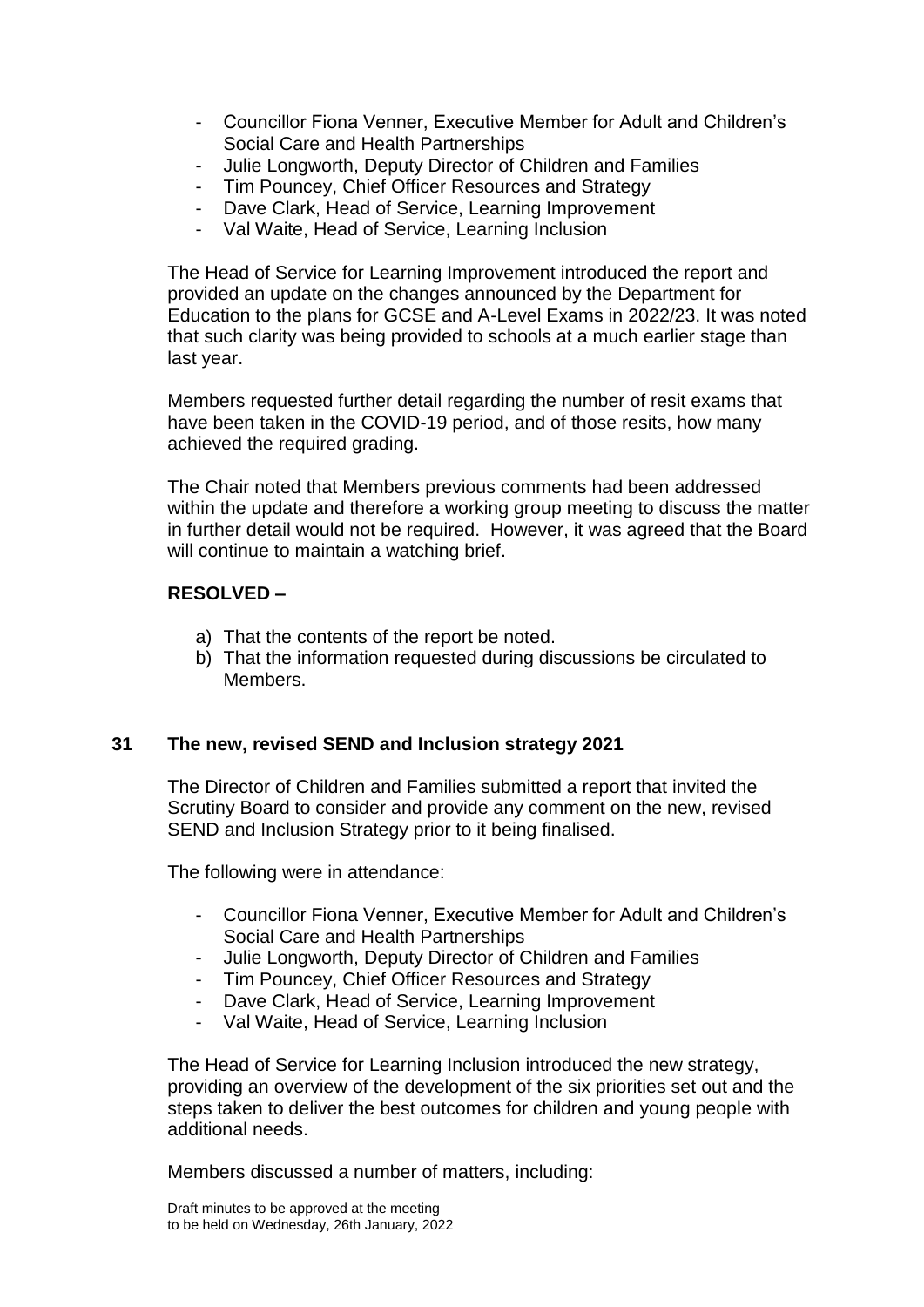- Councillor Fiona Venner, Executive Member for Adult and Children's Social Care and Health Partnerships
- Julie Longworth, Deputy Director of Children and Families
- Tim Pouncey, Chief Officer Resources and Strategy
- Dave Clark, Head of Service, Learning Improvement
- Val Waite, Head of Service, Learning Inclusion

The Head of Service for Learning Improvement introduced the report and provided an update on the changes announced by the Department for Education to the plans for GCSE and A-Level Exams in 2022/23. It was noted that such clarity was being provided to schools at a much earlier stage than last year.

Members requested further detail regarding the number of resit exams that have been taken in the COVID-19 period, and of those resits, how many achieved the required grading.

The Chair noted that Members previous comments had been addressed within the update and therefore a working group meeting to discuss the matter in further detail would not be required. However, it was agreed that the Board will continue to maintain a watching brief.

**RESOLVED –**

a) That the contents of the report be noted.
b) That the information requested during discussions be circulated to Members.

## 31 The new, revised SEND and Inclusion strategy 2021

The Director of Children and Families submitted a report that invited the Scrutiny Board to consider and provide any comment on the new, revised SEND and Inclusion Strategy prior to it being finalised.

The following were in attendance:

- Councillor Fiona Venner, Executive Member for Adult and Children's Social Care and Health Partnerships
- Julie Longworth, Deputy Director of Children and Families
- Tim Pouncey, Chief Officer Resources and Strategy
- Dave Clark, Head of Service, Learning Improvement
- Val Waite, Head of Service, Learning Inclusion

The Head of Service for Learning Inclusion introduced the new strategy, providing an overview of the development of the six priorities set out and the steps taken to deliver the best outcomes for children and young people with additional needs.

Members discussed a number of matters, including: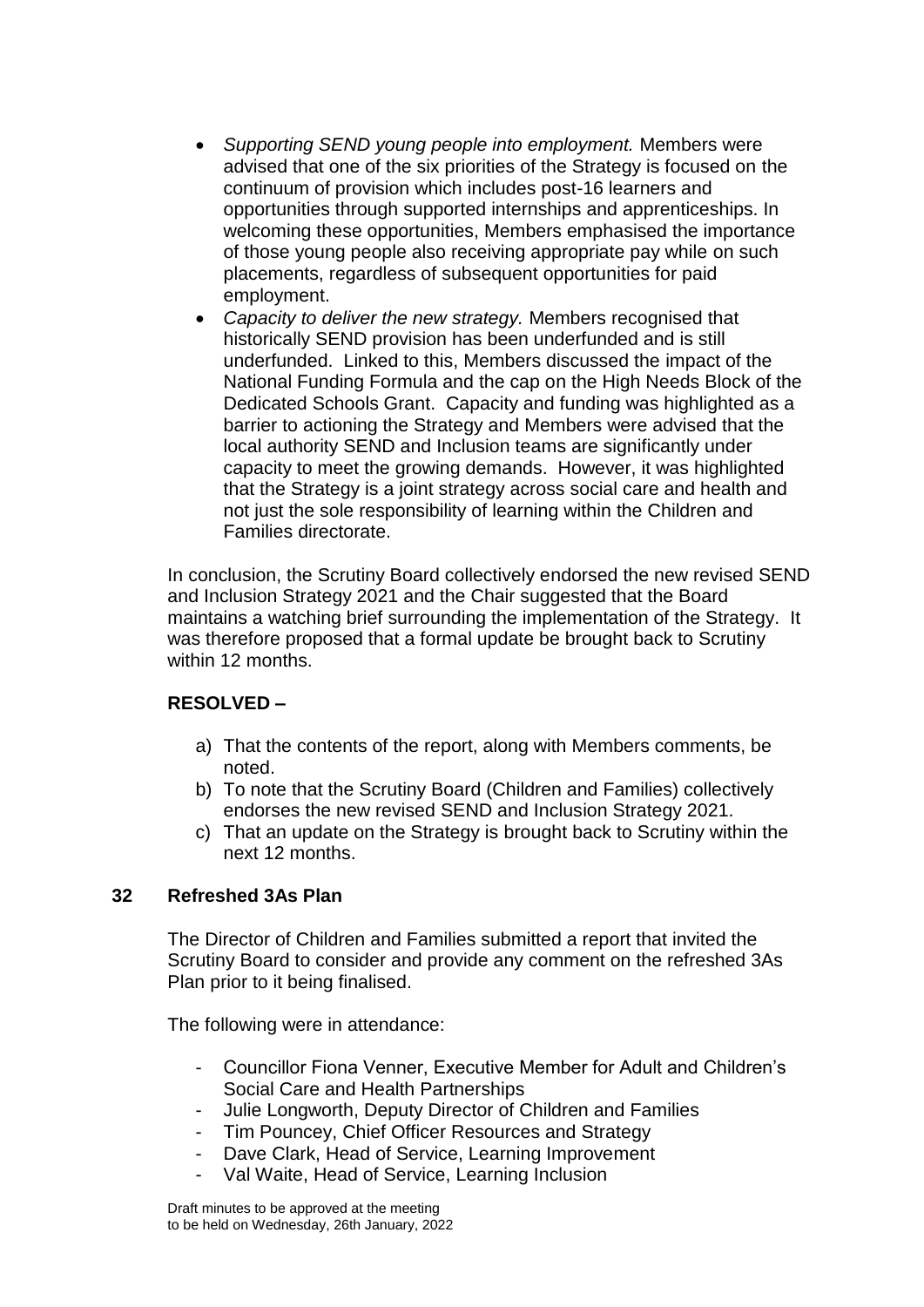- *Supporting SEND young people into employment.* Members were advised that one of the six priorities of the Strategy is focused on the continuum of provision which includes post-16 learners and opportunities through supported internships and apprenticeships. In welcoming these opportunities, Members emphasised the importance of those young people also receiving appropriate pay while on such placements, regardless of subsequent opportunities for paid employment.
- *Capacity to deliver the new strategy.* Members recognised that historically SEND provision has been underfunded and is still underfunded. Linked to this, Members discussed the impact of the National Funding Formula and the cap on the High Needs Block of the Dedicated Schools Grant. Capacity and funding was highlighted as a barrier to actioning the Strategy and Members were advised that the local authority SEND and Inclusion teams are significantly under capacity to meet the growing demands. However, it was highlighted that the Strategy is a joint strategy across social care and health and not just the sole responsibility of learning within the Children and Families directorate.

In conclusion, the Scrutiny Board collectively endorsed the new revised SEND and Inclusion Strategy 2021 and the Chair suggested that the Board maintains a watching brief surrounding the implementation of the Strategy. It was therefore proposed that a formal update be brought back to Scrutiny within 12 months.

**RESOLVED –**

a) That the contents of the report, along with Members comments, be noted.
b) To note that the Scrutiny Board (Children and Families) collectively endorses the new revised SEND and Inclusion Strategy 2021.
c) That an update on the Strategy is brought back to Scrutiny within the next 12 months.

## 32 Refreshed 3As Plan

The Director of Children and Families submitted a report that invited the Scrutiny Board to consider and provide any comment on the refreshed 3As Plan prior to it being finalised.

The following were in attendance:

- Councillor Fiona Venner, Executive Member for Adult and Children's Social Care and Health Partnerships
- Julie Longworth, Deputy Director of Children and Families
- Tim Pouncey, Chief Officer Resources and Strategy
- Dave Clark, Head of Service, Learning Improvement
- Val Waite, Head of Service, Learning Inclusion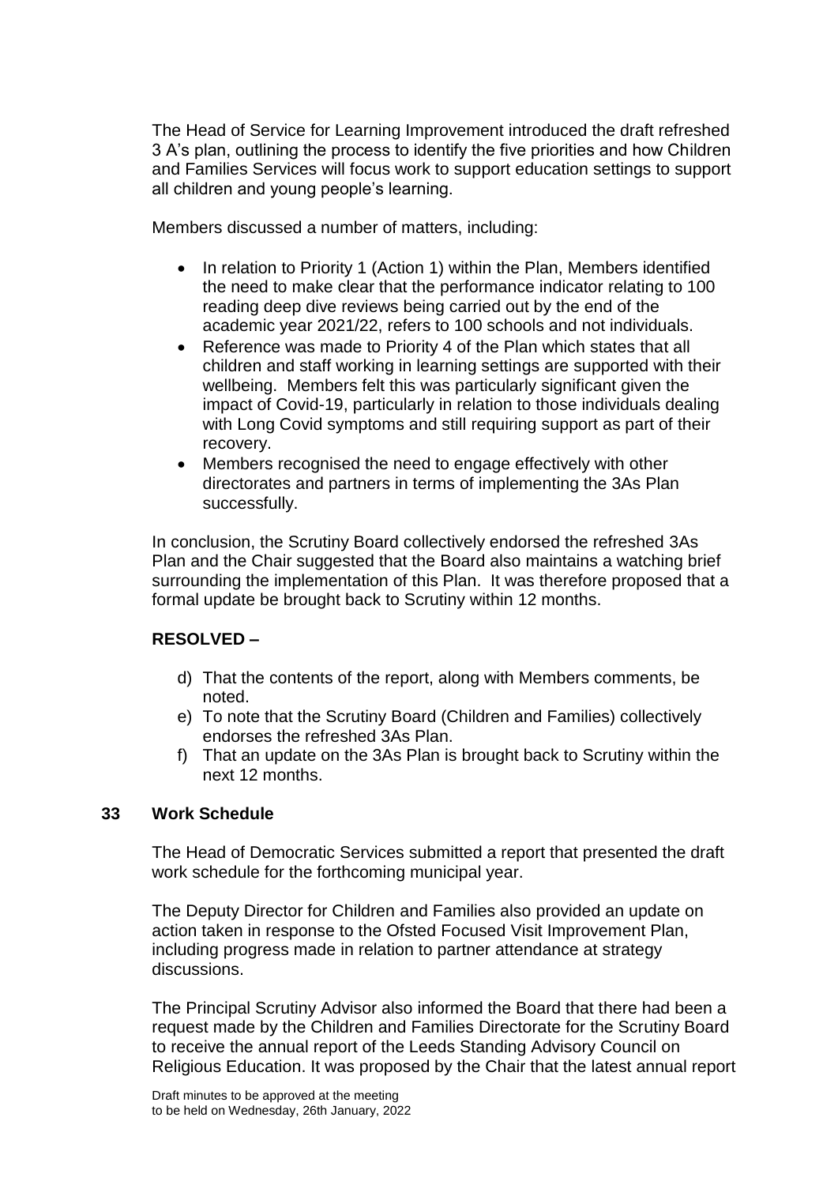The Head of Service for Learning Improvement introduced the draft refreshed 3 A's plan, outlining the process to identify the five priorities and how Children and Families Services will focus work to support education settings to support all children and young people's learning.

Members discussed a number of matters, including:

- In relation to Priority 1 (Action 1) within the Plan, Members identified the need to make clear that the performance indicator relating to 100 reading deep dive reviews being carried out by the end of the academic year 2021/22, refers to 100 schools and not individuals.
- Reference was made to Priority 4 of the Plan which states that all children and staff working in learning settings are supported with their wellbeing. Members felt this was particularly significant given the impact of Covid-19, particularly in relation to those individuals dealing with Long Covid symptoms and still requiring support as part of their recovery.
- Members recognised the need to engage effectively with other directorates and partners in terms of implementing the 3As Plan successfully.

In conclusion, the Scrutiny Board collectively endorsed the refreshed 3As Plan and the Chair suggested that the Board also maintains a watching brief surrounding the implementation of this Plan. It was therefore proposed that a formal update be brought back to Scrutiny within 12 months.

**RESOLVED –**

d) That the contents of the report, along with Members comments, be noted.
e) To note that the Scrutiny Board (Children and Families) collectively endorses the refreshed 3As Plan.
f) That an update on the 3As Plan is brought back to Scrutiny within the next 12 months.

## 33 Work Schedule

The Head of Democratic Services submitted a report that presented the draft work schedule for the forthcoming municipal year.

The Deputy Director for Children and Families also provided an update on action taken in response to the Ofsted Focused Visit Improvement Plan, including progress made in relation to partner attendance at strategy discussions.

The Principal Scrutiny Advisor also informed the Board that there had been a request made by the Children and Families Directorate for the Scrutiny Board to receive the annual report of the Leeds Standing Advisory Council on Religious Education. It was proposed by the Chair that the latest annual report

Draft minutes to be approved at the meeting
to be held on Wednesday, 26th January, 2022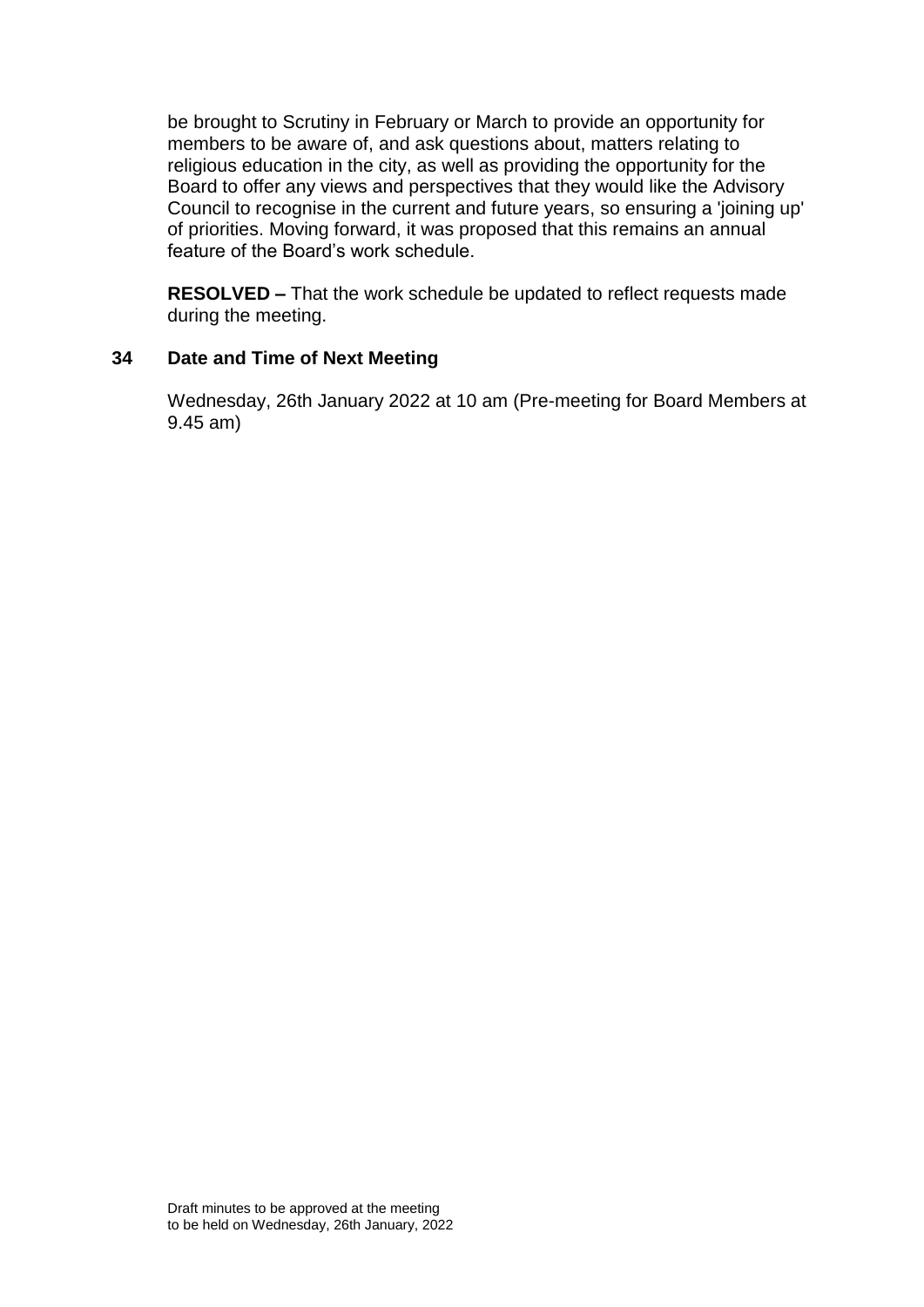be brought to Scrutiny in February or March to provide an opportunity for members to be aware of, and ask questions about, matters relating to religious education in the city, as well as providing the opportunity for the Board to offer any views and perspectives that they would like the Advisory Council to recognise in the current and future years, so ensuring a 'joining up' of priorities. Moving forward, it was proposed that this remains an annual feature of the Board's work schedule.

**RESOLVED –** That the work schedule be updated to reflect requests made during the meeting.

## 34 Date and Time of Next Meeting

Wednesday, 26th January 2022 at 10 am (Pre-meeting for Board Members at 9.45 am)